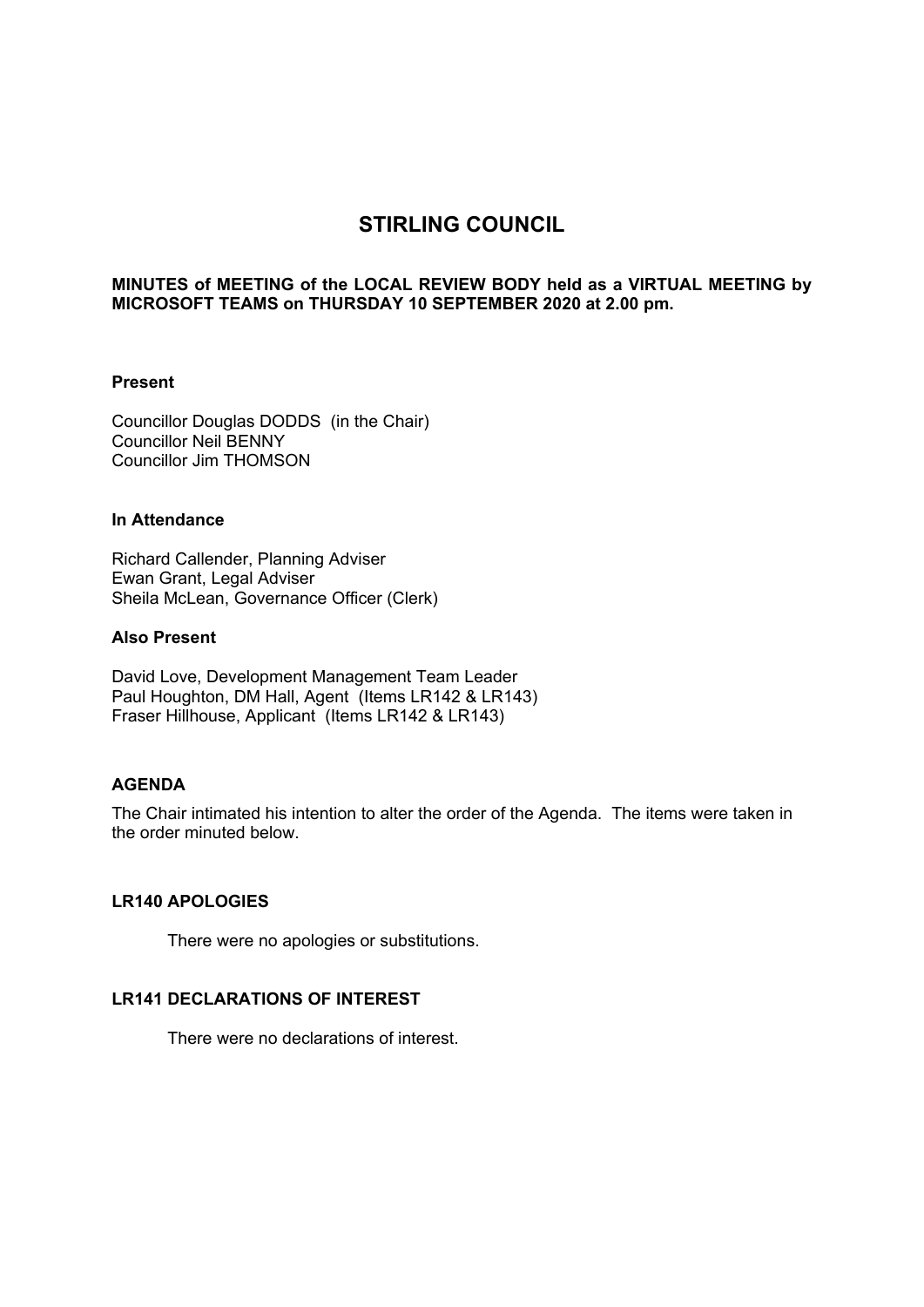# STIRLING COUNCIL

**MINUTES of MEETING of the LOCAL REVIEW BODY held as a VIRTUAL MEETING by MICROSOFT TEAMS on THURSDAY 10 SEPTEMBER 2020 at 2.00 pm.**

**Present**

Councillor Douglas DODDS (in the Chair)
Councillor Neil BENNY
Councillor Jim THOMSON

**In Attendance**

Richard Callender, Planning Adviser
Ewan Grant, Legal Adviser
Sheila McLean, Governance Officer (Clerk)

**Also Present**

David Love, Development Management Team Leader
Paul Houghton, DM Hall, Agent (Items LR142 & LR143)
Fraser Hillhouse, Applicant (Items LR142 & LR143)

**AGENDA**

The Chair intimated his intention to alter the order of the Agenda. The items were taken in the order minuted below.

**LR140 APOLOGIES**

There were no apologies or substitutions.

**LR141 DECLARATIONS OF INTEREST**

There were no declarations of interest.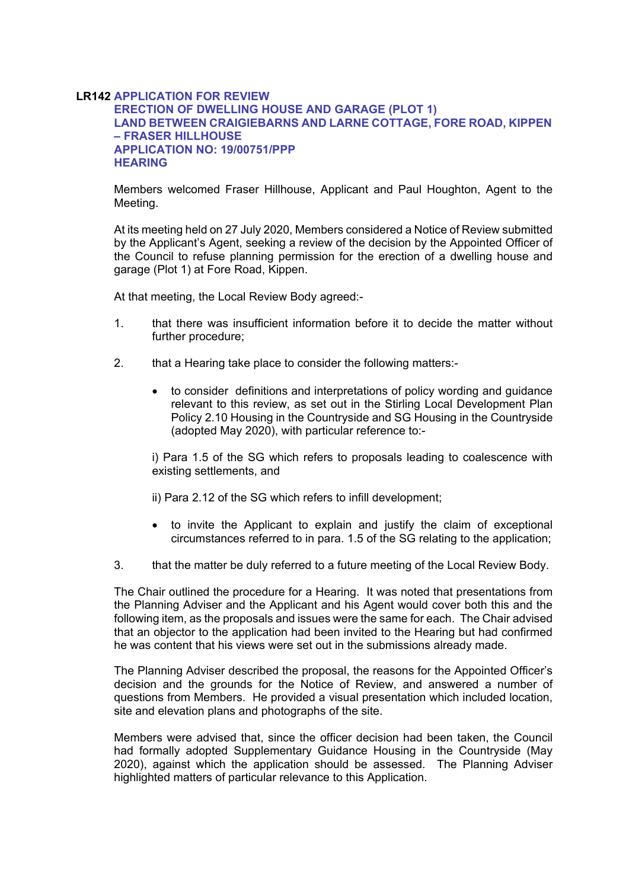**LR142 APPLICATION FOR REVIEW**
**ERECTION OF DWELLING HOUSE AND GARAGE (PLOT 1)**
**LAND BETWEEN CRAIGIEBARNS AND LARNE COTTAGE, FORE ROAD, KIPPEN – FRASER HILLHOUSE**
**APPLICATION NO: 19/00751/PPP**
**HEARING**

Members welcomed Fraser Hillhouse, Applicant and Paul Houghton, Agent to the Meeting.

At its meeting held on 27 July 2020, Members considered a Notice of Review submitted by the Applicant's Agent, seeking a review of the decision by the Appointed Officer of the Council to refuse planning permission for the erection of a dwelling house and garage (Plot 1) at Fore Road, Kippen.

At that meeting, the Local Review Body agreed:-

1. that there was insufficient information before it to decide the matter without further procedure;

2. that a Hearing take place to consider the following matters:-

   - to consider definitions and interpretations of policy wording and guidance relevant to this review, as set out in the Stirling Local Development Plan Policy 2.10 Housing in the Countryside and SG Housing in the Countryside (adopted May 2020), with particular reference to:-

     i) Para 1.5 of the SG which refers to proposals leading to coalescence with existing settlements, and

     ii) Para 2.12 of the SG which refers to infill development;

   - to invite the Applicant to explain and justify the claim of exceptional circumstances referred to in para. 1.5 of the SG relating to the application;

3. that the matter be duly referred to a future meeting of the Local Review Body.

The Chair outlined the procedure for a Hearing. It was noted that presentations from the Planning Adviser and the Applicant and his Agent would cover both this and the following item, as the proposals and issues were the same for each. The Chair advised that an objector to the application had been invited to the Hearing but had confirmed he was content that his views were set out in the submissions already made.

The Planning Adviser described the proposal, the reasons for the Appointed Officer's decision and the grounds for the Notice of Review, and answered a number of questions from Members. He provided a visual presentation which included location, site and elevation plans and photographs of the site.

Members were advised that, since the officer decision had been taken, the Council had formally adopted Supplementary Guidance Housing in the Countryside (May 2020), against which the application should be assessed. The Planning Adviser highlighted matters of particular relevance to this Application.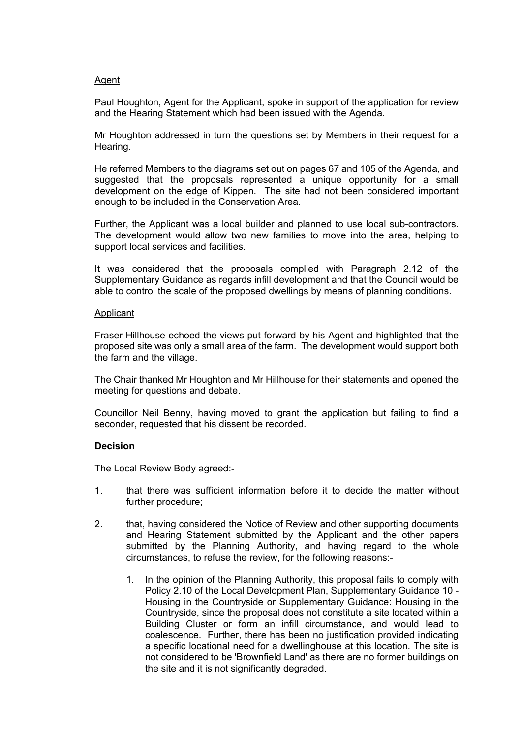Agent

Paul Houghton, Agent for the Applicant, spoke in support of the application for review and the Hearing Statement which had been issued with the Agenda.

Mr Houghton addressed in turn the questions set by Members in their request for a Hearing.

He referred Members to the diagrams set out on pages 67 and 105 of the Agenda, and suggested that the proposals represented a unique opportunity for a small development on the edge of Kippen. The site had not been considered important enough to be included in the Conservation Area.

Further, the Applicant was a local builder and planned to use local sub-contractors. The development would allow two new families to move into the area, helping to support local services and facilities.

It was considered that the proposals complied with Paragraph 2.12 of the Supplementary Guidance as regards infill development and that the Council would be able to control the scale of the proposed dwellings by means of planning conditions.

Applicant

Fraser Hillhouse echoed the views put forward by his Agent and highlighted that the proposed site was only a small area of the farm. The development would support both the farm and the village.

The Chair thanked Mr Houghton and Mr Hillhouse for their statements and opened the meeting for questions and debate.

Councillor Neil Benny, having moved to grant the application but failing to find a seconder, requested that his dissent be recorded.

**Decision**

The Local Review Body agreed:-

1. that there was sufficient information before it to decide the matter without further procedure;

2. that, having considered the Notice of Review and other supporting documents and Hearing Statement submitted by the Applicant and the other papers submitted by the Planning Authority, and having regard to the whole circumstances, to refuse the review, for the following reasons:-

   1. In the opinion of the Planning Authority, this proposal fails to comply with Policy 2.10 of the Local Development Plan, Supplementary Guidance 10 - Housing in the Countryside or Supplementary Guidance: Housing in the Countryside, since the proposal does not constitute a site located within a Building Cluster or form an infill circumstance, and would lead to coalescence. Further, there has been no justification provided indicating a specific locational need for a dwellinghouse at this location. The site is not considered to be 'Brownfield Land' as there are no former buildings on the site and it is not significantly degraded.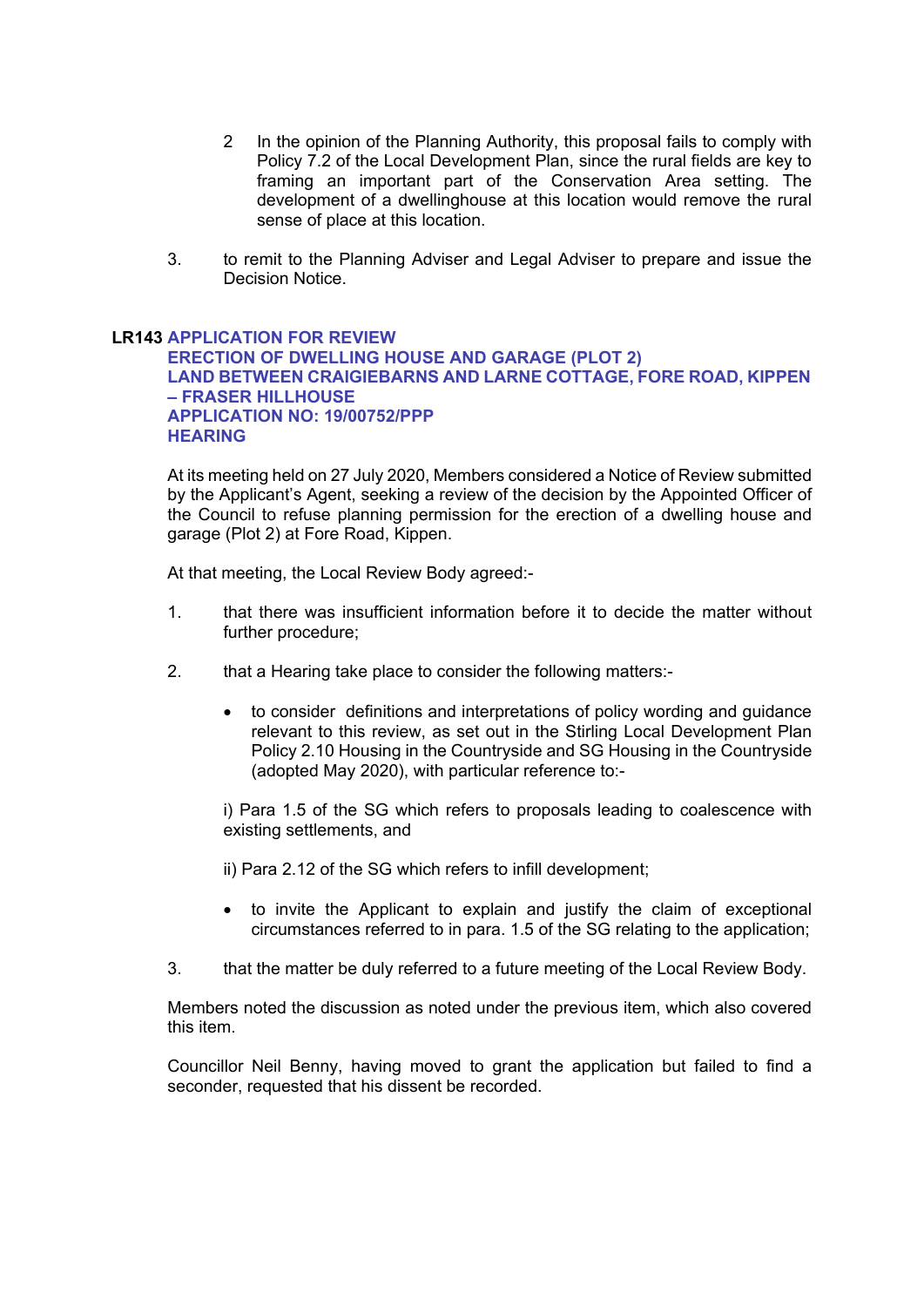2. In the opinion of the Planning Authority, this proposal fails to comply with Policy 7.2 of the Local Development Plan, since the rural fields are key to framing an important part of the Conservation Area setting. The development of a dwellinghouse at this location would remove the rural sense of place at this location.

3. to remit to the Planning Adviser and Legal Adviser to prepare and issue the Decision Notice.

### LR143 APPLICATION FOR REVIEW
### ERECTION OF DWELLING HOUSE AND GARAGE (PLOT 2)
### LAND BETWEEN CRAIGIEBARNS AND LARNE COTTAGE, FORE ROAD, KIPPEN – FRASER HILLHOUSE
### APPLICATION NO: 19/00752/PPP
### HEARING

At its meeting held on 27 July 2020, Members considered a Notice of Review submitted by the Applicant's Agent, seeking a review of the decision by the Appointed Officer of the Council to refuse planning permission for the erection of a dwelling house and garage (Plot 2) at Fore Road, Kippen.

At that meeting, the Local Review Body agreed:-

1. that there was insufficient information before it to decide the matter without further procedure;

2. that a Hearing take place to consider the following matters:-

   - to consider definitions and interpretations of policy wording and guidance relevant to this review, as set out in the Stirling Local Development Plan Policy 2.10 Housing in the Countryside and SG Housing in the Countryside (adopted May 2020), with particular reference to:-

     i) Para 1.5 of the SG which refers to proposals leading to coalescence with existing settlements, and

     ii) Para 2.12 of the SG which refers to infill development;

   - to invite the Applicant to explain and justify the claim of exceptional circumstances referred to in para. 1.5 of the SG relating to the application;

3. that the matter be duly referred to a future meeting of the Local Review Body.

Members noted the discussion as noted under the previous item, which also covered this item.

Councillor Neil Benny, having moved to grant the application but failed to find a seconder, requested that his dissent be recorded.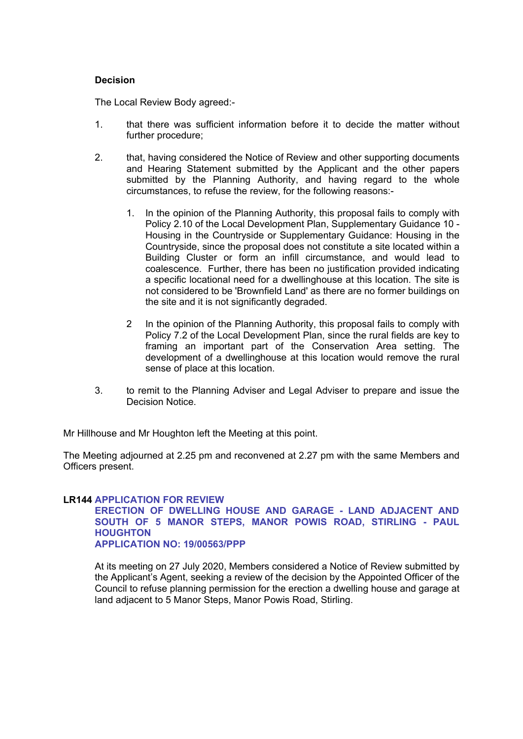**Decision**

The Local Review Body agreed:-

1. that there was sufficient information before it to decide the matter without further procedure;

2. that, having considered the Notice of Review and other supporting documents and Hearing Statement submitted by the Applicant and the other papers submitted by the Planning Authority, and having regard to the whole circumstances, to refuse the review, for the following reasons:-

   1. In the opinion of the Planning Authority, this proposal fails to comply with Policy 2.10 of the Local Development Plan, Supplementary Guidance 10 - Housing in the Countryside or Supplementary Guidance: Housing in the Countryside, since the proposal does not constitute a site located within a Building Cluster or form an infill circumstance, and would lead to coalescence. Further, there has been no justification provided indicating a specific locational need for a dwellinghouse at this location. The site is not considered to be 'Brownfield Land' as there are no former buildings on the site and it is not significantly degraded.

   2. In the opinion of the Planning Authority, this proposal fails to comply with Policy 7.2 of the Local Development Plan, since the rural fields are key to framing an important part of the Conservation Area setting. The development of a dwellinghouse at this location would remove the rural sense of place at this location.

3. to remit to the Planning Adviser and Legal Adviser to prepare and issue the Decision Notice.

Mr Hillhouse and Mr Houghton left the Meeting at this point.

The Meeting adjourned at 2.25 pm and reconvened at 2.27 pm with the same Members and Officers present.

**LR144 APPLICATION FOR REVIEW**
**ERECTION OF DWELLING HOUSE AND GARAGE - LAND ADJACENT AND SOUTH OF 5 MANOR STEPS, MANOR POWIS ROAD, STIRLING - PAUL HOUGHTON**
**APPLICATION NO: 19/00563/PPP**

At its meeting on 27 July 2020, Members considered a Notice of Review submitted by the Applicant's Agent, seeking a review of the decision by the Appointed Officer of the Council to refuse planning permission for the erection a dwelling house and garage at land adjacent to 5 Manor Steps, Manor Powis Road, Stirling.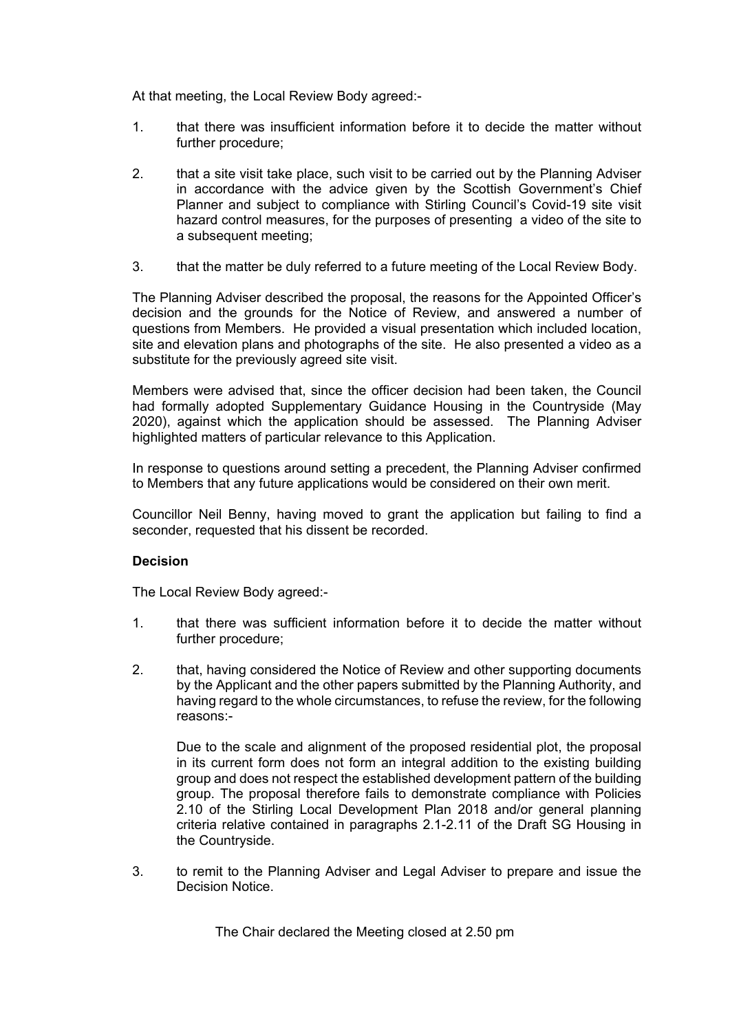At that meeting, the Local Review Body agreed:-

1. that there was insufficient information before it to decide the matter without further procedure;

2. that a site visit take place, such visit to be carried out by the Planning Adviser in accordance with the advice given by the Scottish Government's Chief Planner and subject to compliance with Stirling Council's Covid-19 site visit hazard control measures, for the purposes of presenting a video of the site to a subsequent meeting;

3. that the matter be duly referred to a future meeting of the Local Review Body.

The Planning Adviser described the proposal, the reasons for the Appointed Officer's decision and the grounds for the Notice of Review, and answered a number of questions from Members. He provided a visual presentation which included location, site and elevation plans and photographs of the site. He also presented a video as a substitute for the previously agreed site visit.

Members were advised that, since the officer decision had been taken, the Council had formally adopted Supplementary Guidance Housing in the Countryside (May 2020), against which the application should be assessed. The Planning Adviser highlighted matters of particular relevance to this Application.

In response to questions around setting a precedent, the Planning Adviser confirmed to Members that any future applications would be considered on their own merit.

Councillor Neil Benny, having moved to grant the application but failing to find a seconder, requested that his dissent be recorded.

**Decision**

The Local Review Body agreed:-

1. that there was sufficient information before it to decide the matter without further procedure;

2. that, having considered the Notice of Review and other supporting documents by the Applicant and the other papers submitted by the Planning Authority, and having regard to the whole circumstances, to refuse the review, for the following reasons:-

   Due to the scale and alignment of the proposed residential plot, the proposal in its current form does not form an integral addition to the existing building group and does not respect the established development pattern of the building group. The proposal therefore fails to demonstrate compliance with Policies 2.10 of the Stirling Local Development Plan 2018 and/or general planning criteria relative contained in paragraphs 2.1-2.11 of the Draft SG Housing in the Countryside.

3. to remit to the Planning Adviser and Legal Adviser to prepare and issue the Decision Notice.

The Chair declared the Meeting closed at 2.50 pm